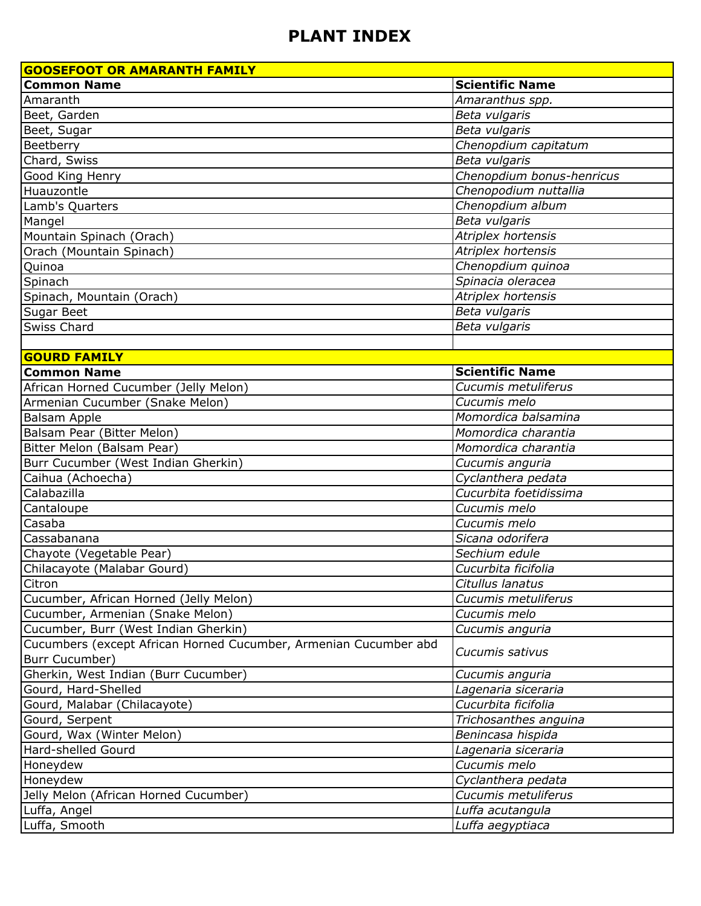# PLANT INDEX

| GOOSEFOOT OR AMARANTH FAMILY | |
|---|---|
| **Common Name** | **Scientific Name** |
| Amaranth | *Amaranthus spp.* |
| Beet, Garden | *Beta vulgaris* |
| Beet, Sugar | *Beta vulgaris* |
| Beetberry | *Chenopdium capitatum* |
| Chard, Swiss | *Beta vulgaris* |
| Good King Henry | *Chenopdium bonus-henricus* |
| Huauzontle | *Chenopodium nuttallia* |
| Lamb's Quarters | *Chenopdium album* |
| Mangel | *Beta vulgaris* |
| Mountain Spinach (Orach) | *Atriplex hortensis* |
| Orach (Mountain Spinach) | *Atriplex hortensis* |
| Quinoa | *Chenopdium quinoa* |
| Spinach | *Spinacia oleracea* |
| Spinach, Mountain (Orach) | *Atriplex hortensis* |
| Sugar Beet | *Beta vulgaris* |
| Swiss Chard | *Beta vulgaris* |

| GOURD FAMILY | |
|---|---|
| **Common Name** | **Scientific Name** |
| African Horned Cucumber (Jelly Melon) | *Cucumis metuliferus* |
| Armenian Cucumber (Snake Melon) | *Cucumis melo* |
| Balsam Apple | *Momordica balsamina* |
| Balsam Pear (Bitter Melon) | *Momordica charantia* |
| Bitter Melon (Balsam Pear) | *Momordica charantia* |
| Burr Cucumber (West Indian Gherkin) | *Cucumis anguria* |
| Caihua (Achoecha) | *Cyclanthera pedata* |
| Calabazilla | *Cucurbita foetidissima* |
| Cantaloupe | *Cucumis melo* |
| Casaba | *Cucumis melo* |
| Cassabanana | *Sicana odorifera* |
| Chayote (Vegetable Pear) | *Sechium edule* |
| Chilacayote (Malabar Gourd) | *Cucurbita ficifolia* |
| Citron | *Citullus lanatus* |
| Cucumber, African Horned (Jelly Melon) | *Cucumis metuliferus* |
| Cucumber, Armenian (Snake Melon) | *Cucumis melo* |
| Cucumber, Burr (West Indian Gherkin) | *Cucumis anguria* |
| Cucumbers (except African Horned Cucumber, Armenian Cucumber abd Burr Cucumber) | *Cucumis sativus* |
| Gherkin, West Indian (Burr Cucumber) | *Cucumis anguria* |
| Gourd, Hard-Shelled | *Lagenaria siceraria* |
| Gourd, Malabar (Chilacayote) | *Cucurbita ficifolia* |
| Gourd, Serpent | *Trichosanthes anguina* |
| Gourd, Wax (Winter Melon) | *Benincasa hispida* |
| Hard-shelled Gourd | *Lagenaria siceraria* |
| Honeydew | *Cucumis melo* |
| Honeydew | *Cyclanthera pedata* |
| Jelly Melon (African Horned Cucumber) | *Cucumis metuliferus* |
| Luffa, Angel | *Luffa acutangula* |
| Luffa, Smooth | *Luffa aegyptiaca* |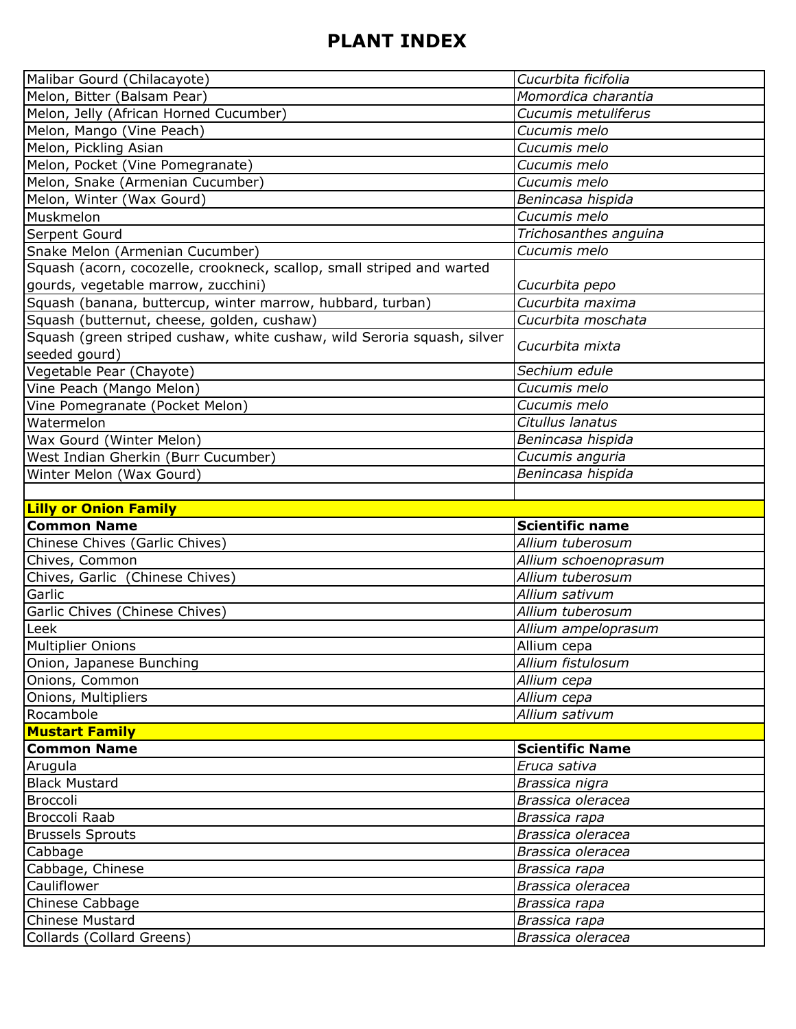# PLANT INDEX

| | |
|---|---|
| Malibar Gourd (Chilacayote) | *Cucurbita ficifolia* |
| Melon, Bitter (Balsam Pear) | *Momordica charantia* |
| Melon, Jelly (African Horned Cucumber) | *Cucumis metuliferus* |
| Melon, Mango (Vine Peach) | *Cucumis melo* |
| Melon, Pickling Asian | *Cucumis melo* |
| Melon, Pocket (Vine Pomegranate) | *Cucumis melo* |
| Melon, Snake (Armenian Cucumber) | *Cucumis melo* |
| Melon, Winter (Wax Gourd) | *Benincasa hispida* |
| Muskmelon | *Cucumis melo* |
| Serpent Gourd | *Trichosanthes anguina* |
| Snake Melon (Armenian Cucumber) | *Cucumis melo* |
| Squash (acorn, cocozelle, crookneck, scallop, small striped and warted gourds, vegetable marrow, zucchini) | *Cucurbita pepo* |
| Squash (banana, buttercup, winter marrow, hubbard, turban) | *Cucurbita maxima* |
| Squash (butternut, cheese, golden, cushaw) | *Cucurbita moschata* |
| Squash (green striped cushaw, white cushaw, wild Seroria squash, silver seeded gourd) | *Cucurbita mixta* |
| Vegetable Pear (Chayote) | *Sechium edule* |
| Vine Peach (Mango Melon) | *Cucumis melo* |
| Vine Pomegranate (Pocket Melon) | *Cucumis melo* |
| Watermelon | *Citullus lanatus* |
| Wax Gourd (Winter Melon) | *Benincasa hispida* |
| West Indian Gherkin (Burr Cucumber) | *Cucumis anguria* |
| Winter Melon (Wax Gourd) | *Benincasa hispida* |

## Lilly or Onion Family

| Common Name | Scientific name |
|---|---|
| Chinese Chives (Garlic Chives) | *Allium tuberosum* |
| Chives, Common | *Allium schoenoprasum* |
| Chives, Garlic (Chinese Chives) | *Allium tuberosum* |
| Garlic | *Allium sativum* |
| Garlic Chives (Chinese Chives) | *Allium tuberosum* |
| Leek | *Allium ampeloprasum* |
| Multiplier Onions | Allium cepa |
| Onion, Japanese Bunching | *Allium fistulosum* |
| Onions, Common | *Allium cepa* |
| Onions, Multipliers | *Allium cepa* |
| Rocambole | *Allium sativum* |

## Mustart Family

| Common Name | Scientific Name |
|---|---|
| Arugula | *Eruca sativa* |
| Black Mustard | *Brassica nigra* |
| Broccoli | *Brassica oleracea* |
| Broccoli Raab | *Brassica rapa* |
| Brussels Sprouts | *Brassica oleracea* |
| Cabbage | *Brassica oleracea* |
| Cabbage, Chinese | *Brassica rapa* |
| Cauliflower | *Brassica oleracea* |
| Chinese Cabbage | *Brassica rapa* |
| Chinese Mustard | *Brassica rapa* |
| Collards (Collard Greens) | *Brassica oleracea* |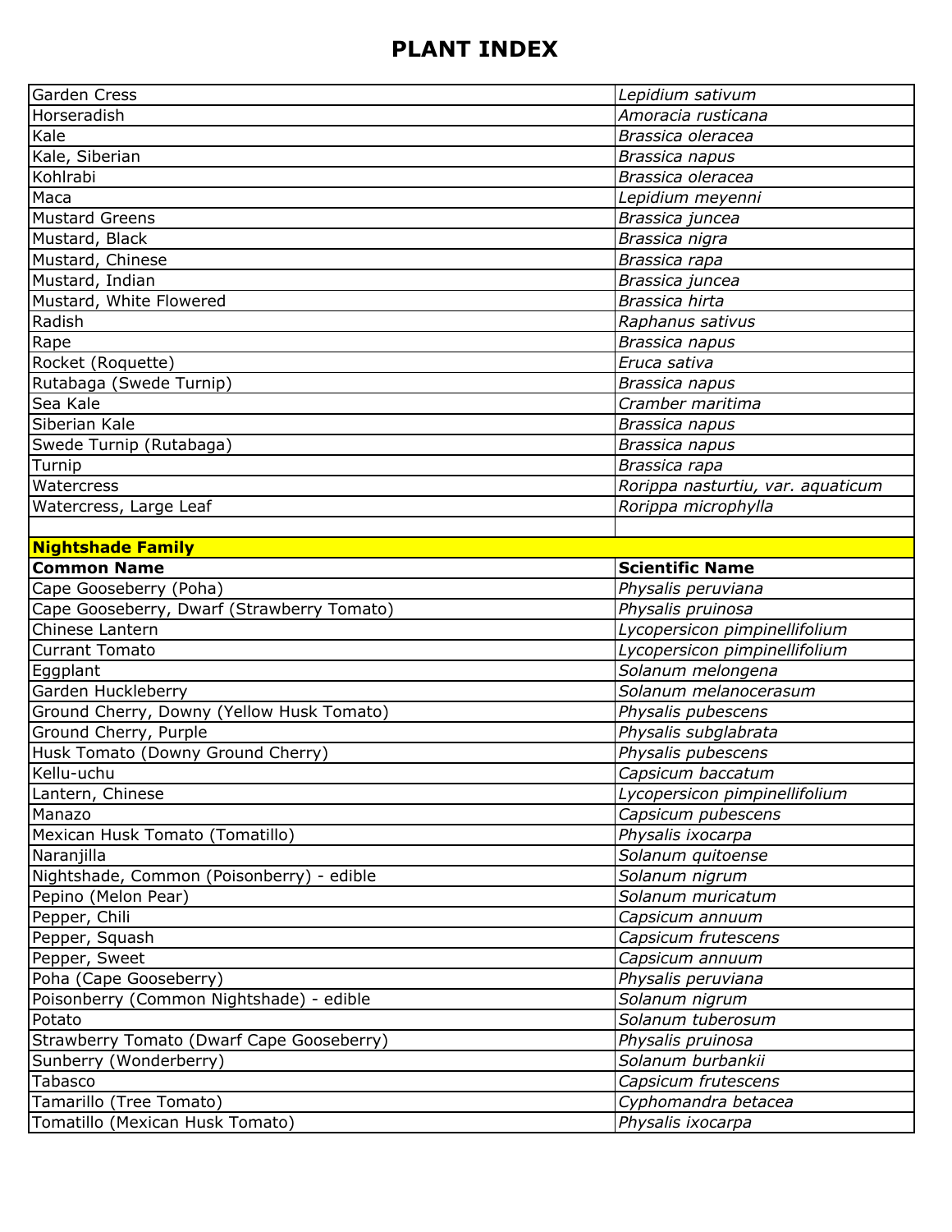# PLANT INDEX

| | |
|---|---|
| Garden Cress | *Lepidium sativum* |
| Horseradish | *Amoracia rusticana* |
| Kale | *Brassica oleracea* |
| Kale, Siberian | *Brassica napus* |
| Kohlrabi | *Brassica oleracea* |
| Maca | *Lepidium meyenni* |
| Mustard Greens | *Brassica juncea* |
| Mustard, Black | *Brassica nigra* |
| Mustard, Chinese | *Brassica rapa* |
| Mustard, Indian | *Brassica juncea* |
| Mustard, White Flowered | *Brassica hirta* |
| Radish | *Raphanus sativus* |
| Rape | *Brassica napus* |
| Rocket (Roquette) | *Eruca sativa* |
| Rutabaga (Swede Turnip) | *Brassica napus* |
| Sea Kale | *Cramber maritima* |
| Siberian Kale | *Brassica napus* |
| Swede Turnip (Rutabaga) | *Brassica napus* |
| Turnip | *Brassica rapa* |
| Watercress | *Rorippa nasturtiu, var. aquaticum* |
| Watercress, Large Leaf | *Rorippa microphylla* |

**Nightshade Family**

| **Common Name** | **Scientific Name** |
|---|---|
| Cape Gooseberry (Poha) | *Physalis peruviana* |
| Cape Gooseberry, Dwarf (Strawberry Tomato) | *Physalis pruinosa* |
| Chinese Lantern | *Lycopersicon pimpinellifolium* |
| Currant Tomato | *Lycopersicon pimpinellifolium* |
| Eggplant | *Solanum melongena* |
| Garden Huckleberry | *Solanum melanocerasum* |
| Ground Cherry, Downy (Yellow Husk Tomato) | *Physalis pubescens* |
| Ground Cherry, Purple | *Physalis subglabrata* |
| Husk Tomato (Downy Ground Cherry) | *Physalis pubescens* |
| Kellu-uchu | *Capsicum baccatum* |
| Lantern, Chinese | *Lycopersicon pimpinellifolium* |
| Manazo | *Capsicum pubescens* |
| Mexican Husk Tomato (Tomatillo) | *Physalis ixocarpa* |
| Naranjilla | *Solanum quitoense* |
| Nightshade, Common (Poisonberry) - edible | *Solanum nigrum* |
| Pepino (Melon Pear) | *Solanum muricatum* |
| Pepper, Chili | *Capsicum annuum* |
| Pepper, Squash | *Capsicum frutescens* |
| Pepper, Sweet | *Capsicum annuum* |
| Poha (Cape Gooseberry) | *Physalis peruviana* |
| Poisonberry (Common Nightshade) - edible | *Solanum nigrum* |
| Potato | *Solanum tuberosum* |
| Strawberry Tomato (Dwarf Cape Gooseberry) | *Physalis pruinosa* |
| Sunberry (Wonderberry) | *Solanum burbankii* |
| Tabasco | *Capsicum frutescens* |
| Tamarillo (Tree Tomato) | *Cyphomandra betacea* |
| Tomatillo (Mexican Husk Tomato) | *Physalis ixocarpa* |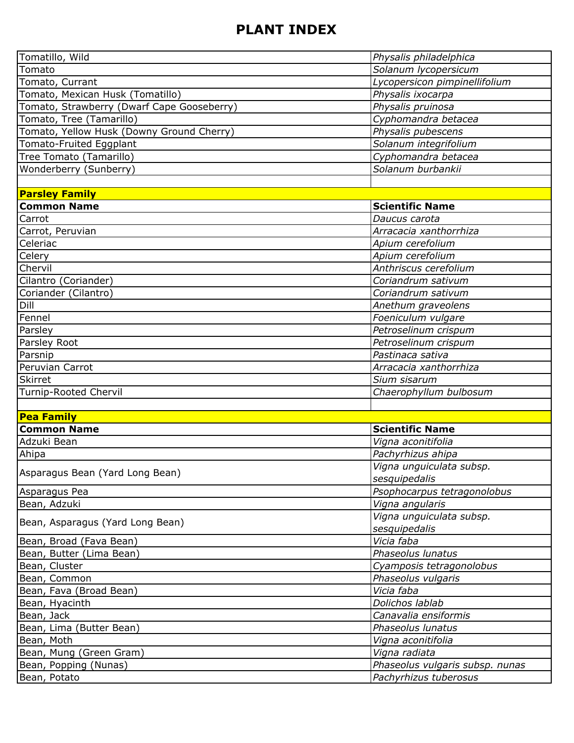# PLANT INDEX

| | |
|---|---|
| Tomatillo, Wild | *Physalis philadelphica* |
| Tomato | *Solanum lycopersicum* |
| Tomato, Currant | *Lycopersicon pimpinellifolium* |
| Tomato, Mexican Husk (Tomatillo) | *Physalis ixocarpa* |
| Tomato, Strawberry (Dwarf Cape Gooseberry) | *Physalis pruinosa* |
| Tomato, Tree (Tamarillo) | *Cyphomandra betacea* |
| Tomato, Yellow Husk (Downy Ground Cherry) | *Physalis pubescens* |
| Tomato-Fruited Eggplant | *Solanum integrifolium* |
| Tree Tomato (Tamarillo) | *Cyphomandra betacea* |
| Wonderberry (Sunberry) | *Solanum burbankii* |

## Parsley Family

| **Common Name** | **Scientific Name** |
|---|---|
| Carrot | *Daucus carota* |
| Carrot, Peruvian | *Arracacia xanthorrhiza* |
| Celeriac | *Apium cerefolium* |
| Celery | *Apium cerefolium* |
| Chervil | *Anthriscus cerefolium* |
| Cilantro (Coriander) | *Coriandrum sativum* |
| Coriander (Cilantro) | *Coriandrum sativum* |
| Dill | *Anethum graveolens* |
| Fennel | *Foeniculum vulgare* |
| Parsley | *Petroselinum crispum* |
| Parsley Root | *Petroselinum crispum* |
| Parsnip | *Pastinaca sativa* |
| Peruvian Carrot | *Arracacia xanthorrhiza* |
| Skirret | *Sium sisarum* |
| Turnip-Rooted Chervil | *Chaerophyllum bulbosum* |

## Pea Family

| **Common Name** | **Scientific Name** |
|---|---|
| Adzuki Bean | *Vigna aconitifolia* |
| Ahipa | *Pachyrhizus ahipa* |
| Asparagus Bean (Yard Long Bean) | *Vigna unguiculata subsp. sesquipedalis* |
| Asparagus Pea | *Psophocarpus tetragonolobus* |
| Bean, Adzuki | *Vigna angularis* |
| Bean, Asparagus (Yard Long Bean) | *Vigna unguiculata subsp. sesquipedalis* |
| Bean, Broad (Fava Bean) | *Vicia faba* |
| Bean, Butter (Lima Bean) | *Phaseolus lunatus* |
| Bean, Cluster | *Cyamposis tetragonolobus* |
| Bean, Common | *Phaseolus vulgaris* |
| Bean, Fava (Broad Bean) | *Vicia faba* |
| Bean, Hyacinth | *Dolichos lablab* |
| Bean, Jack | *Canavalia ensiformis* |
| Bean, Lima (Butter Bean) | *Phaseolus lunatus* |
| Bean, Moth | *Vigna aconitifolia* |
| Bean, Mung (Green Gram) | *Vigna radiata* |
| Bean, Popping (Nunas) | *Phaseolus vulgaris subsp. nunas* |
| Bean, Potato | *Pachyrhizus tuberosus* |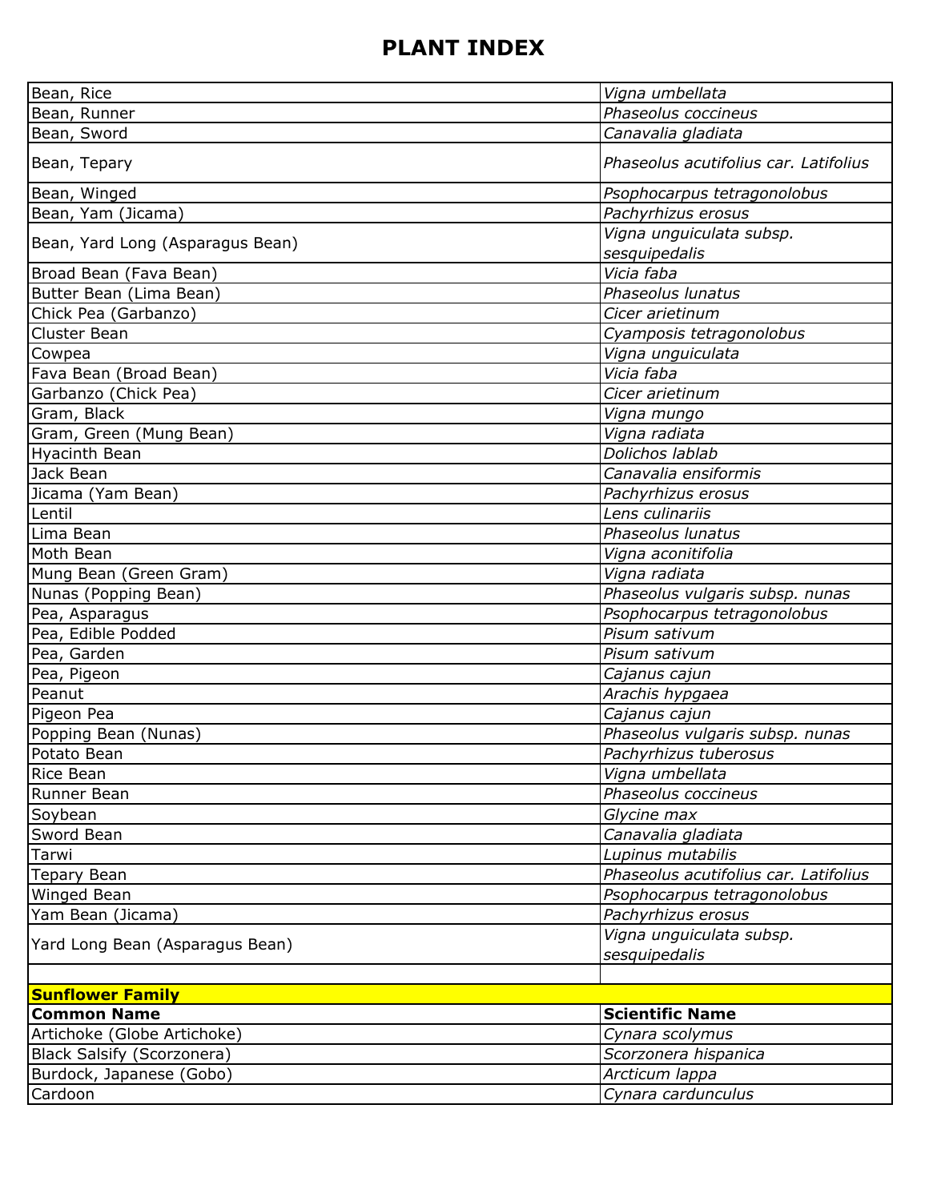# PLANT INDEX

| | |
|---|---|
| Bean, Rice | *Vigna umbellata* |
| Bean, Runner | *Phaseolus coccineus* |
| Bean, Sword | *Canavalia gladiata* |
| Bean, Tepary | *Phaseolus acutifolius car. Latifolius* |
| Bean, Winged | *Psophocarpus tetragonolobus* |
| Bean, Yam (Jicama) | *Pachyrhizus erosus* |
| Bean, Yard Long (Asparagus Bean) | *Vigna unguiculata subsp. sesquipedalis* |
| Broad Bean (Fava Bean) | *Vicia faba* |
| Butter Bean (Lima Bean) | *Phaseolus lunatus* |
| Chick Pea (Garbanzo) | *Cicer arietinum* |
| Cluster Bean | *Cyamposis tetragonolobus* |
| Cowpea | *Vigna unguiculata* |
| Fava Bean (Broad Bean) | *Vicia faba* |
| Garbanzo (Chick Pea) | *Cicer arietinum* |
| Gram, Black | *Vigna mungo* |
| Gram, Green (Mung Bean) | *Vigna radiata* |
| Hyacinth Bean | *Dolichos lablab* |
| Jack Bean | *Canavalia ensiformis* |
| Jicama (Yam Bean) | *Pachyrhizus erosus* |
| Lentil | *Lens culinariis* |
| Lima Bean | *Phaseolus lunatus* |
| Moth Bean | *Vigna aconitifolia* |
| Mung Bean (Green Gram) | *Vigna radiata* |
| Nunas (Popping Bean) | *Phaseolus vulgaris subsp. nunas* |
| Pea, Asparagus | *Psophocarpus tetragonolobus* |
| Pea, Edible Podded | *Pisum sativum* |
| Pea, Garden | *Pisum sativum* |
| Pea, Pigeon | *Cajanus cajun* |
| Peanut | *Arachis hypgaea* |
| Pigeon Pea | *Cajanus cajun* |
| Popping Bean (Nunas) | *Phaseolus vulgaris subsp. nunas* |
| Potato Bean | *Pachyrhizus tuberosus* |
| Rice Bean | *Vigna umbellata* |
| Runner Bean | *Phaseolus coccineus* |
| Soybean | *Glycine max* |
| Sword Bean | *Canavalia gladiata* |
| Tarwi | *Lupinus mutabilis* |
| Tepary Bean | *Phaseolus acutifolius car. Latifolius* |
| Winged Bean | *Psophocarpus tetragonolobus* |
| Yam Bean (Jicama) | *Pachyrhizus erosus* |
| Yard Long Bean (Asparagus Bean) | *Vigna unguiculata subsp. sesquipedalis* |
| | |
| **Sunflower Family** | |
| **Common Name** | **Scientific Name** |
| Artichoke (Globe Artichoke) | *Cynara scolymus* |
| Black Salsify (Scorzonera) | *Scorzonera hispanica* |
| Burdock, Japanese (Gobo) | *Arcticum lappa* |
| Cardoon | *Cynara cardunculus* |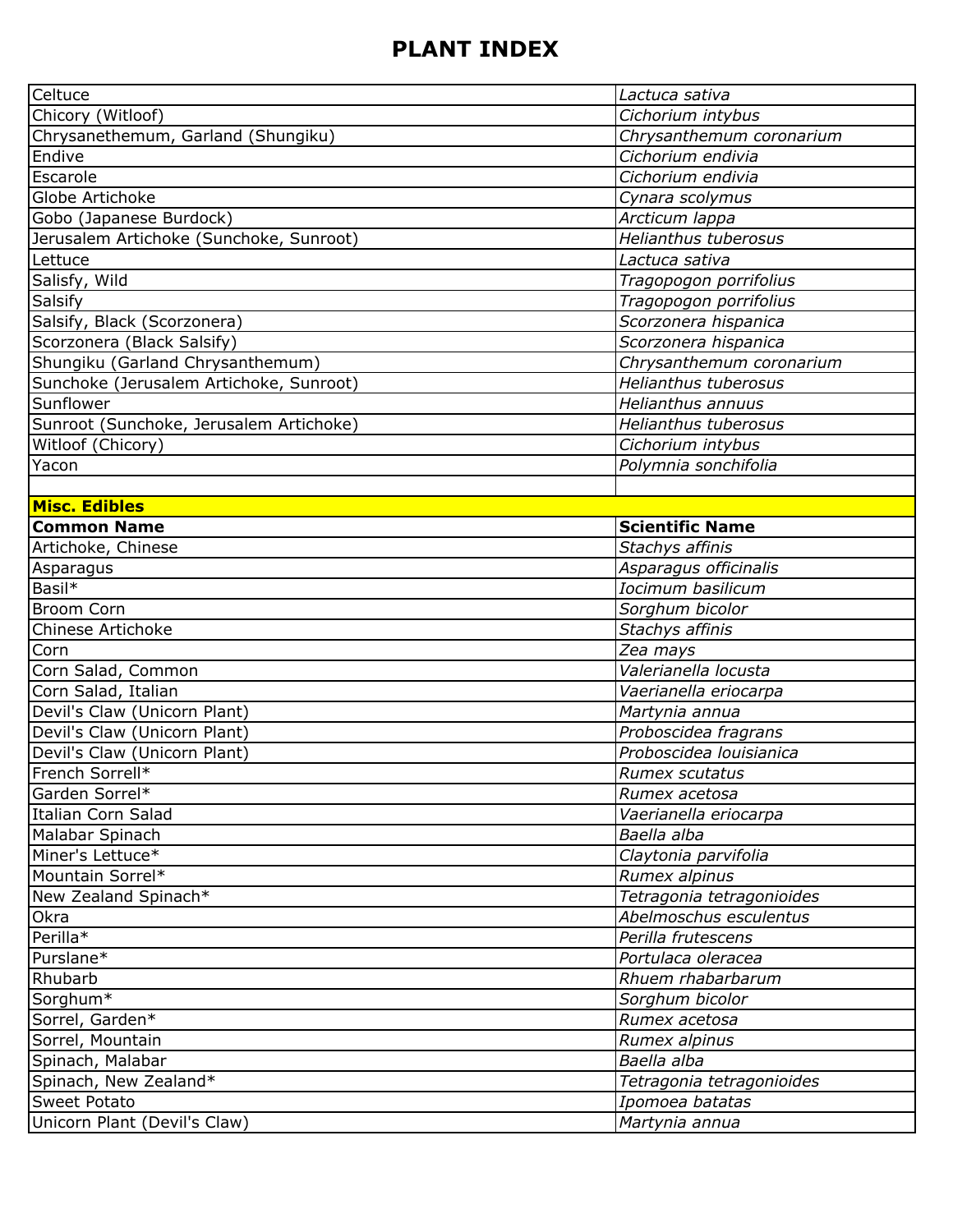# PLANT INDEX

| | |
|---|---|
| Celtuce | *Lactuca sativa* |
| Chicory (Witloof) | *Cichorium intybus* |
| Chrysanethemum, Garland (Shungiku) | *Chrysanthemum coronarium* |
| Endive | *Cichorium endivia* |
| Escarole | *Cichorium endivia* |
| Globe Artichoke | *Cynara scolymus* |
| Gobo (Japanese Burdock) | *Arcticum lappa* |
| Jerusalem Artichoke (Sunchoke, Sunroot) | *Helianthus tuberosus* |
| Lettuce | *Lactuca sativa* |
| Salsify, Wild | *Tragopogon porrifolius* |
| Salsify | *Tragopogon porrifolius* |
| Salsify, Black (Scorzonera) | *Scorzonera hispanica* |
| Scorzonera (Black Salsify) | *Scorzonera hispanica* |
| Shungiku (Garland Chrysanthemum) | *Chrysanthemum coronarium* |
| Sunchoke (Jerusalem Artichoke, Sunroot) | *Helianthus tuberosus* |
| Sunflower | *Helianthus annuus* |
| Sunroot (Sunchoke, Jerusalem Artichoke) | *Helianthus tuberosus* |
| Witloof (Chicory) | *Cichorium intybus* |
| Yacon | *Polymnia sonchifolia* |
| | |
| **Misc. Edibles** | |
| **Common Name** | **Scientific Name** |
| Artichoke, Chinese | *Stachys affinis* |
| Asparagus | *Asparagus officinalis* |
| Basil* | *Iocimum basilicum* |
| Broom Corn | *Sorghum bicolor* |
| Chinese Artichoke | *Stachys affinis* |
| Corn | *Zea mays* |
| Corn Salad, Common | *Valerianella locusta* |
| Corn Salad, Italian | *Vaerianella eriocarpa* |
| Devil's Claw (Unicorn Plant) | *Martynia annua* |
| Devil's Claw (Unicorn Plant) | *Proboscidea fragrans* |
| Devil's Claw (Unicorn Plant) | *Proboscidea louisianica* |
| French Sorrell* | *Rumex scutatus* |
| Garden Sorrel* | *Rumex acetosa* |
| Italian Corn Salad | *Vaerianella eriocarpa* |
| Malabar Spinach | *Baella alba* |
| Miner's Lettuce* | *Claytonia parvifolia* |
| Mountain Sorrel* | *Rumex alpinus* |
| New Zealand Spinach* | *Tetragonia tetragonioides* |
| Okra | *Abelmoschus esculentus* |
| Perilla* | *Perilla frutescens* |
| Purslane* | *Portulaca oleracea* |
| Rhubarb | *Rhuem rhabarbarum* |
| Sorghum* | *Sorghum bicolor* |
| Sorrel, Garden* | *Rumex acetosa* |
| Sorrel, Mountain | *Rumex alpinus* |
| Spinach, Malabar | *Baella alba* |
| Spinach, New Zealand* | *Tetragonia tetragonioides* |
| Sweet Potato | *Ipomoea batatas* |
| Unicorn Plant (Devil's Claw) | *Martynia annua* |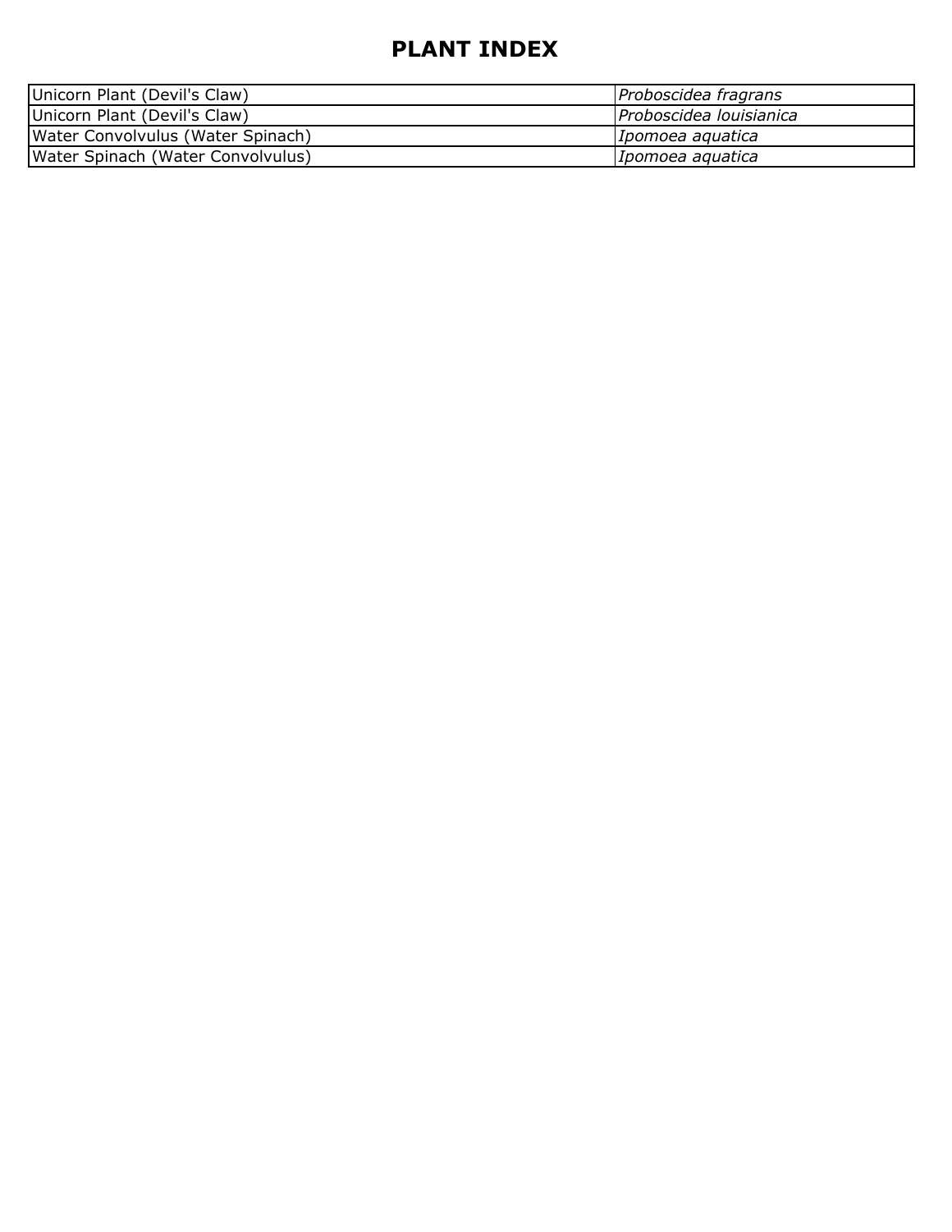# PLANT INDEX

| | |
|---|---|
| Unicorn Plant (Devil's Claw) | *Proboscidea fragrans* |
| Unicorn Plant (Devil's Claw) | *Proboscidea louisianica* |
| Water Convolvulus (Water Spinach) | *Ipomoea aquatica* |
| Water Spinach (Water Convolvulus) | *Ipomoea aquatica* |